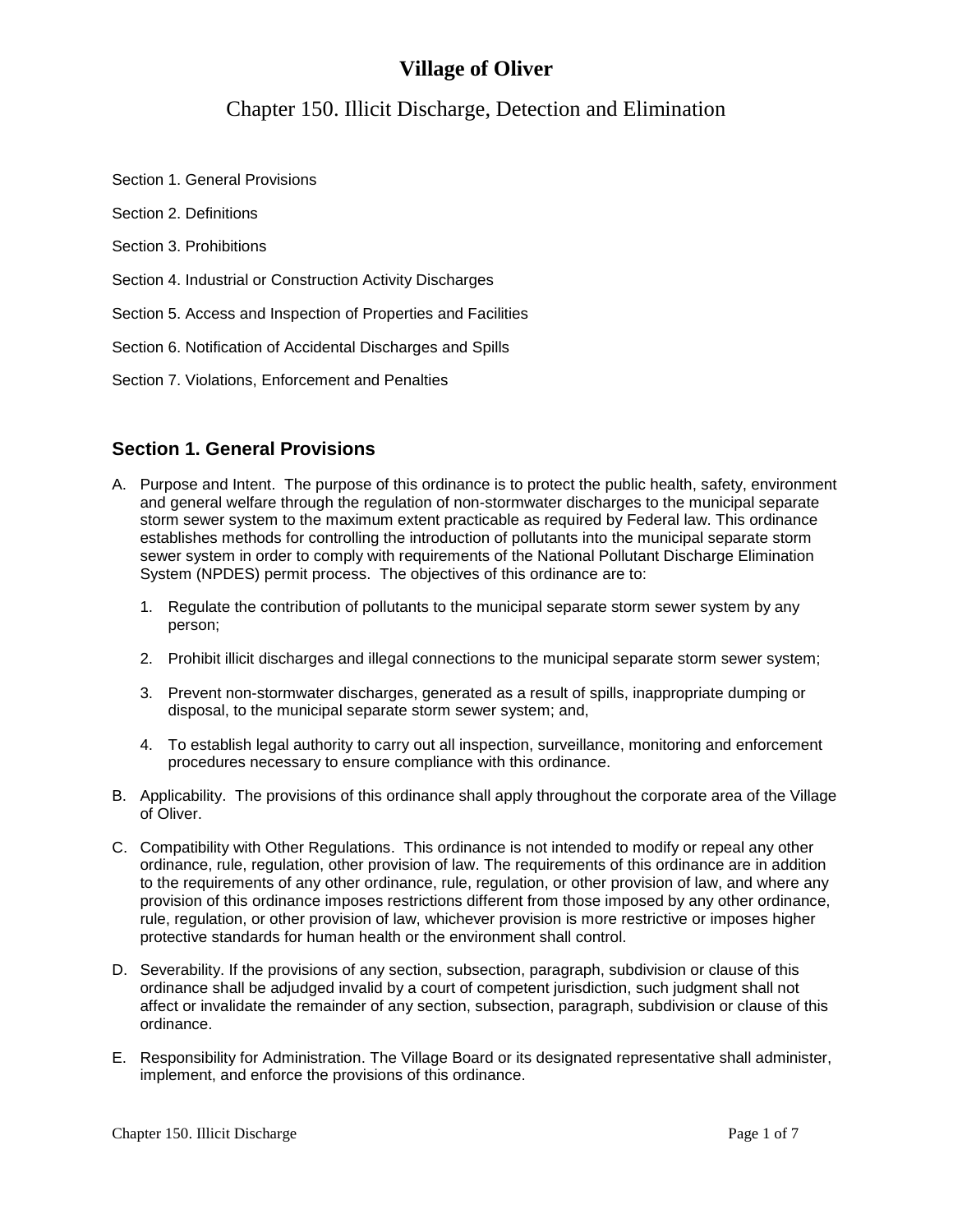# Village of Oliver

## Chapter 150. Illicit Discharge, Detection and Elimination

Section 1. General Provisions

Section 2. Definitions

Section 3. Prohibitions

Section 4. Industrial or Construction Activity Discharges

Section 5. Access and Inspection of Properties and Facilities

Section 6. Notification of Accidental Discharges and Spills

Section 7. Violations, Enforcement and Penalties

### Section 1. General Provisions

A. Purpose and Intent. The purpose of this ordinance is to protect the public health, safety, environment and general welfare through the regulation of non-stormwater discharges to the municipal separate storm sewer system to the maximum extent practicable as required by Federal law. This ordinance establishes methods for controlling the introduction of pollutants into the municipal separate storm sewer system in order to comply with requirements of the National Pollutant Discharge Elimination System (NPDES) permit process. The objectives of this ordinance are to:

   1. Regulate the contribution of pollutants to the municipal separate storm sewer system by any person;

   2. Prohibit illicit discharges and illegal connections to the municipal separate storm sewer system;

   3. Prevent non-stormwater discharges, generated as a result of spills, inappropriate dumping or disposal, to the municipal separate storm sewer system; and,

   4. To establish legal authority to carry out all inspection, surveillance, monitoring and enforcement procedures necessary to ensure compliance with this ordinance.

B. Applicability. The provisions of this ordinance shall apply throughout the corporate area of the Village of Oliver.

C. Compatibility with Other Regulations. This ordinance is not intended to modify or repeal any other ordinance, rule, regulation, other provision of law. The requirements of this ordinance are in addition to the requirements of any other ordinance, rule, regulation, or other provision of law, and where any provision of this ordinance imposes restrictions different from those imposed by any other ordinance, rule, regulation, or other provision of law, whichever provision is more restrictive or imposes higher protective standards for human health or the environment shall control.

D. Severability. If the provisions of any section, subsection, paragraph, subdivision or clause of this ordinance shall be adjudged invalid by a court of competent jurisdiction, such judgment shall not affect or invalidate the remainder of any section, subsection, paragraph, subdivision or clause of this ordinance.

E. Responsibility for Administration. The Village Board or its designated representative shall administer, implement, and enforce the provisions of this ordinance.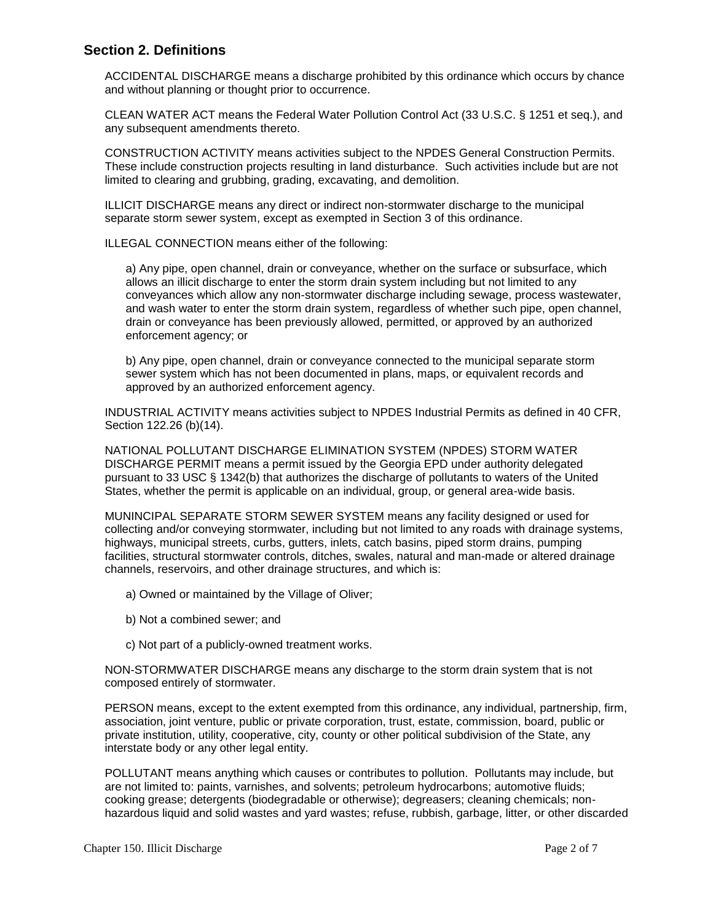## Section 2. Definitions

ACCIDENTAL DISCHARGE means a discharge prohibited by this ordinance which occurs by chance and without planning or thought prior to occurrence.

CLEAN WATER ACT means the Federal Water Pollution Control Act (33 U.S.C. § 1251 et seq.), and any subsequent amendments thereto.

CONSTRUCTION ACTIVITY means activities subject to the NPDES General Construction Permits. These include construction projects resulting in land disturbance. Such activities include but are not limited to clearing and grubbing, grading, excavating, and demolition.

ILLICIT DISCHARGE means any direct or indirect non-stormwater discharge to the municipal separate storm sewer system, except as exempted in Section 3 of this ordinance.

ILLEGAL CONNECTION means either of the following:

a) Any pipe, open channel, drain or conveyance, whether on the surface or subsurface, which allows an illicit discharge to enter the storm drain system including but not limited to any conveyances which allow any non-stormwater discharge including sewage, process wastewater, and wash water to enter the storm drain system, regardless of whether such pipe, open channel, drain or conveyance has been previously allowed, permitted, or approved by an authorized enforcement agency; or

b) Any pipe, open channel, drain or conveyance connected to the municipal separate storm sewer system which has not been documented in plans, maps, or equivalent records and approved by an authorized enforcement agency.

INDUSTRIAL ACTIVITY means activities subject to NPDES Industrial Permits as defined in 40 CFR, Section 122.26 (b)(14).

NATIONAL POLLUTANT DISCHARGE ELIMINATION SYSTEM (NPDES) STORM WATER DISCHARGE PERMIT means a permit issued by the Georgia EPD under authority delegated pursuant to 33 USC § 1342(b) that authorizes the discharge of pollutants to waters of the United States, whether the permit is applicable on an individual, group, or general area-wide basis.

MUNINCIPAL SEPARATE STORM SEWER SYSTEM means any facility designed or used for collecting and/or conveying stormwater, including but not limited to any roads with drainage systems, highways, municipal streets, curbs, gutters, inlets, catch basins, piped storm drains, pumping facilities, structural stormwater controls, ditches, swales, natural and man-made or altered drainage channels, reservoirs, and other drainage structures, and which is:

a) Owned or maintained by the Village of Oliver;

b) Not a combined sewer; and

c) Not part of a publicly-owned treatment works.

NON-STORMWATER DISCHARGE means any discharge to the storm drain system that is not composed entirely of stormwater.

PERSON means, except to the extent exempted from this ordinance, any individual, partnership, firm, association, joint venture, public or private corporation, trust, estate, commission, board, public or private institution, utility, cooperative, city, county or other political subdivision of the State, any interstate body or any other legal entity.

POLLUTANT means anything which causes or contributes to pollution. Pollutants may include, but are not limited to: paints, varnishes, and solvents; petroleum hydrocarbons; automotive fluids; cooking grease; detergents (biodegradable or otherwise); degreasers; cleaning chemicals; non-hazardous liquid and solid wastes and yard wastes; refuse, rubbish, garbage, litter, or other discarded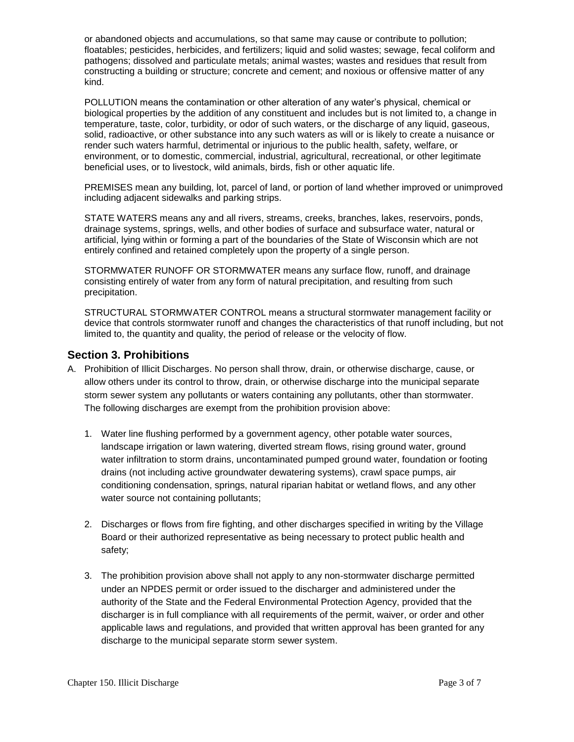or abandoned objects and accumulations, so that same may cause or contribute to pollution; floatables; pesticides, herbicides, and fertilizers; liquid and solid wastes; sewage, fecal coliform and pathogens; dissolved and particulate metals; animal wastes; wastes and residues that result from constructing a building or structure; concrete and cement; and noxious or offensive matter of any kind.

POLLUTION means the contamination or other alteration of any water's physical, chemical or biological properties by the addition of any constituent and includes but is not limited to, a change in temperature, taste, color, turbidity, or odor of such waters, or the discharge of any liquid, gaseous, solid, radioactive, or other substance into any such waters as will or is likely to create a nuisance or render such waters harmful, detrimental or injurious to the public health, safety, welfare, or environment, or to domestic, commercial, industrial, agricultural, recreational, or other legitimate beneficial uses, or to livestock, wild animals, birds, fish or other aquatic life.

PREMISES mean any building, lot, parcel of land, or portion of land whether improved or unimproved including adjacent sidewalks and parking strips.

STATE WATERS means any and all rivers, streams, creeks, branches, lakes, reservoirs, ponds, drainage systems, springs, wells, and other bodies of surface and subsurface water, natural or artificial, lying within or forming a part of the boundaries of the State of Wisconsin which are not entirely confined and retained completely upon the property of a single person.

STORMWATER RUNOFF OR STORMWATER means any surface flow, runoff, and drainage consisting entirely of water from any form of natural precipitation, and resulting from such precipitation.

STRUCTURAL STORMWATER CONTROL means a structural stormwater management facility or device that controls stormwater runoff and changes the characteristics of that runoff including, but not limited to, the quantity and quality, the period of release or the velocity of flow.

## Section 3. Prohibitions

A. Prohibition of Illicit Discharges. No person shall throw, drain, or otherwise discharge, cause, or allow others under its control to throw, drain, or otherwise discharge into the municipal separate storm sewer system any pollutants or waters containing any pollutants, other than stormwater. The following discharges are exempt from the prohibition provision above:

   1. Water line flushing performed by a government agency, other potable water sources, landscape irrigation or lawn watering, diverted stream flows, rising ground water, ground water infiltration to storm drains, uncontaminated pumped ground water, foundation or footing drains (not including active groundwater dewatering systems), crawl space pumps, air conditioning condensation, springs, natural riparian habitat or wetland flows, and any other water source not containing pollutants;

   2. Discharges or flows from fire fighting, and other discharges specified in writing by the Village Board or their authorized representative as being necessary to protect public health and safety;

   3. The prohibition provision above shall not apply to any non-stormwater discharge permitted under an NPDES permit or order issued to the discharger and administered under the authority of the State and the Federal Environmental Protection Agency, provided that the discharger is in full compliance with all requirements of the permit, waiver, or order and other applicable laws and regulations, and provided that written approval has been granted for any discharge to the municipal separate storm sewer system.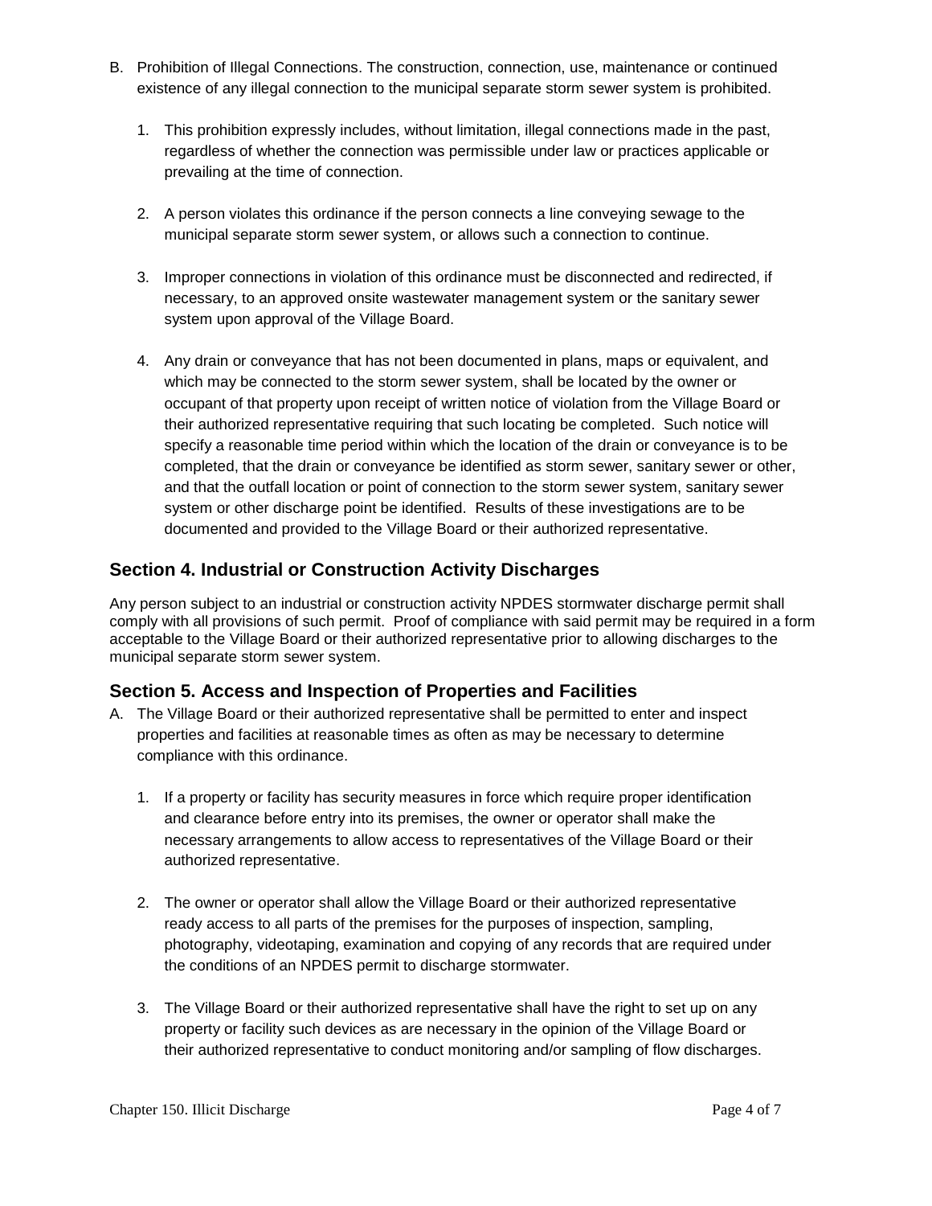B. Prohibition of Illegal Connections. The construction, connection, use, maintenance or continued existence of any illegal connection to the municipal separate storm sewer system is prohibited.

   1. This prohibition expressly includes, without limitation, illegal connections made in the past, regardless of whether the connection was permissible under law or practices applicable or prevailing at the time of connection.

   2. A person violates this ordinance if the person connects a line conveying sewage to the municipal separate storm sewer system, or allows such a connection to continue.

   3. Improper connections in violation of this ordinance must be disconnected and redirected, if necessary, to an approved onsite wastewater management system or the sanitary sewer system upon approval of the Village Board.

   4. Any drain or conveyance that has not been documented in plans, maps or equivalent, and which may be connected to the storm sewer system, shall be located by the owner or occupant of that property upon receipt of written notice of violation from the Village Board or their authorized representative requiring that such locating be completed. Such notice will specify a reasonable time period within which the location of the drain or conveyance is to be completed, that the drain or conveyance be identified as storm sewer, sanitary sewer or other, and that the outfall location or point of connection to the storm sewer system, sanitary sewer system or other discharge point be identified. Results of these investigations are to be documented and provided to the Village Board or their authorized representative.

## Section 4. Industrial or Construction Activity Discharges

Any person subject to an industrial or construction activity NPDES stormwater discharge permit shall comply with all provisions of such permit. Proof of compliance with said permit may be required in a form acceptable to the Village Board or their authorized representative prior to allowing discharges to the municipal separate storm sewer system.

## Section 5. Access and Inspection of Properties and Facilities

A. The Village Board or their authorized representative shall be permitted to enter and inspect properties and facilities at reasonable times as often as may be necessary to determine compliance with this ordinance.

   1. If a property or facility has security measures in force which require proper identification and clearance before entry into its premises, the owner or operator shall make the necessary arrangements to allow access to representatives of the Village Board or their authorized representative.

   2. The owner or operator shall allow the Village Board or their authorized representative ready access to all parts of the premises for the purposes of inspection, sampling, photography, videotaping, examination and copying of any records that are required under the conditions of an NPDES permit to discharge stormwater.

   3. The Village Board or their authorized representative shall have the right to set up on any property or facility such devices as are necessary in the opinion of the Village Board or their authorized representative to conduct monitoring and/or sampling of flow discharges.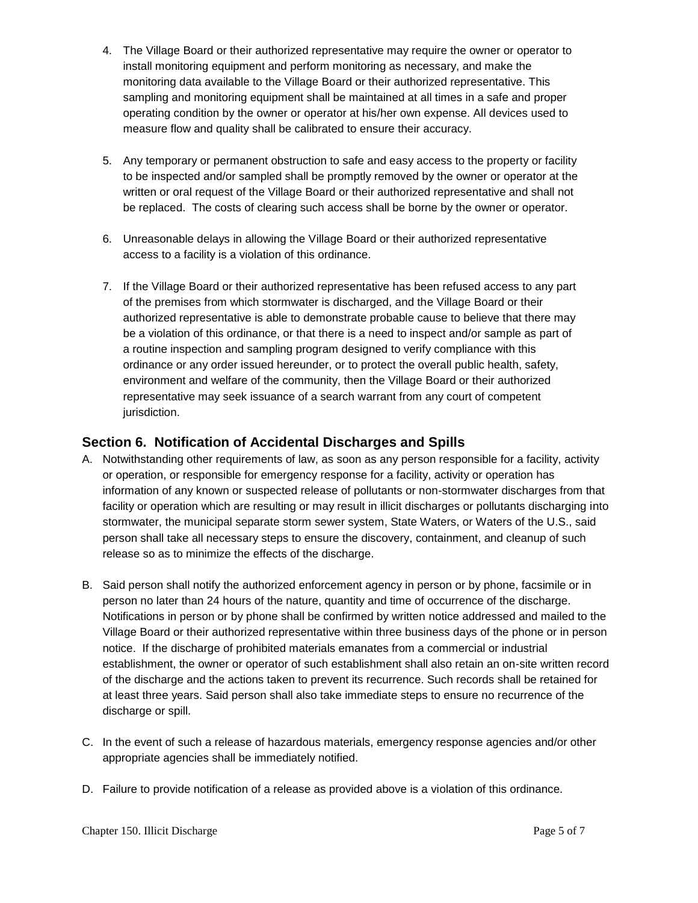4. The Village Board or their authorized representative may require the owner or operator to install monitoring equipment and perform monitoring as necessary, and make the monitoring data available to the Village Board or their authorized representative. This sampling and monitoring equipment shall be maintained at all times in a safe and proper operating condition by the owner or operator at his/her own expense. All devices used to measure flow and quality shall be calibrated to ensure their accuracy.

5. Any temporary or permanent obstruction to safe and easy access to the property or facility to be inspected and/or sampled shall be promptly removed by the owner or operator at the written or oral request of the Village Board or their authorized representative and shall not be replaced. The costs of clearing such access shall be borne by the owner or operator.

6. Unreasonable delays in allowing the Village Board or their authorized representative access to a facility is a violation of this ordinance.

7. If the Village Board or their authorized representative has been refused access to any part of the premises from which stormwater is discharged, and the Village Board or their authorized representative is able to demonstrate probable cause to believe that there may be a violation of this ordinance, or that there is a need to inspect and/or sample as part of a routine inspection and sampling program designed to verify compliance with this ordinance or any order issued hereunder, or to protect the overall public health, safety, environment and welfare of the community, then the Village Board or their authorized representative may seek issuance of a search warrant from any court of competent jurisdiction.

## Section 6. Notification of Accidental Discharges and Spills

A. Notwithstanding other requirements of law, as soon as any person responsible for a facility, activity or operation, or responsible for emergency response for a facility, activity or operation has information of any known or suspected release of pollutants or non-stormwater discharges from that facility or operation which are resulting or may result in illicit discharges or pollutants discharging into stormwater, the municipal separate storm sewer system, State Waters, or Waters of the U.S., said person shall take all necessary steps to ensure the discovery, containment, and cleanup of such release so as to minimize the effects of the discharge.

B. Said person shall notify the authorized enforcement agency in person or by phone, facsimile or in person no later than 24 hours of the nature, quantity and time of occurrence of the discharge. Notifications in person or by phone shall be confirmed by written notice addressed and mailed to the Village Board or their authorized representative within three business days of the phone or in person notice. If the discharge of prohibited materials emanates from a commercial or industrial establishment, the owner or operator of such establishment shall also retain an on-site written record of the discharge and the actions taken to prevent its recurrence. Such records shall be retained for at least three years. Said person shall also take immediate steps to ensure no recurrence of the discharge or spill.

C. In the event of such a release of hazardous materials, emergency response agencies and/or other appropriate agencies shall be immediately notified.

D. Failure to provide notification of a release as provided above is a violation of this ordinance.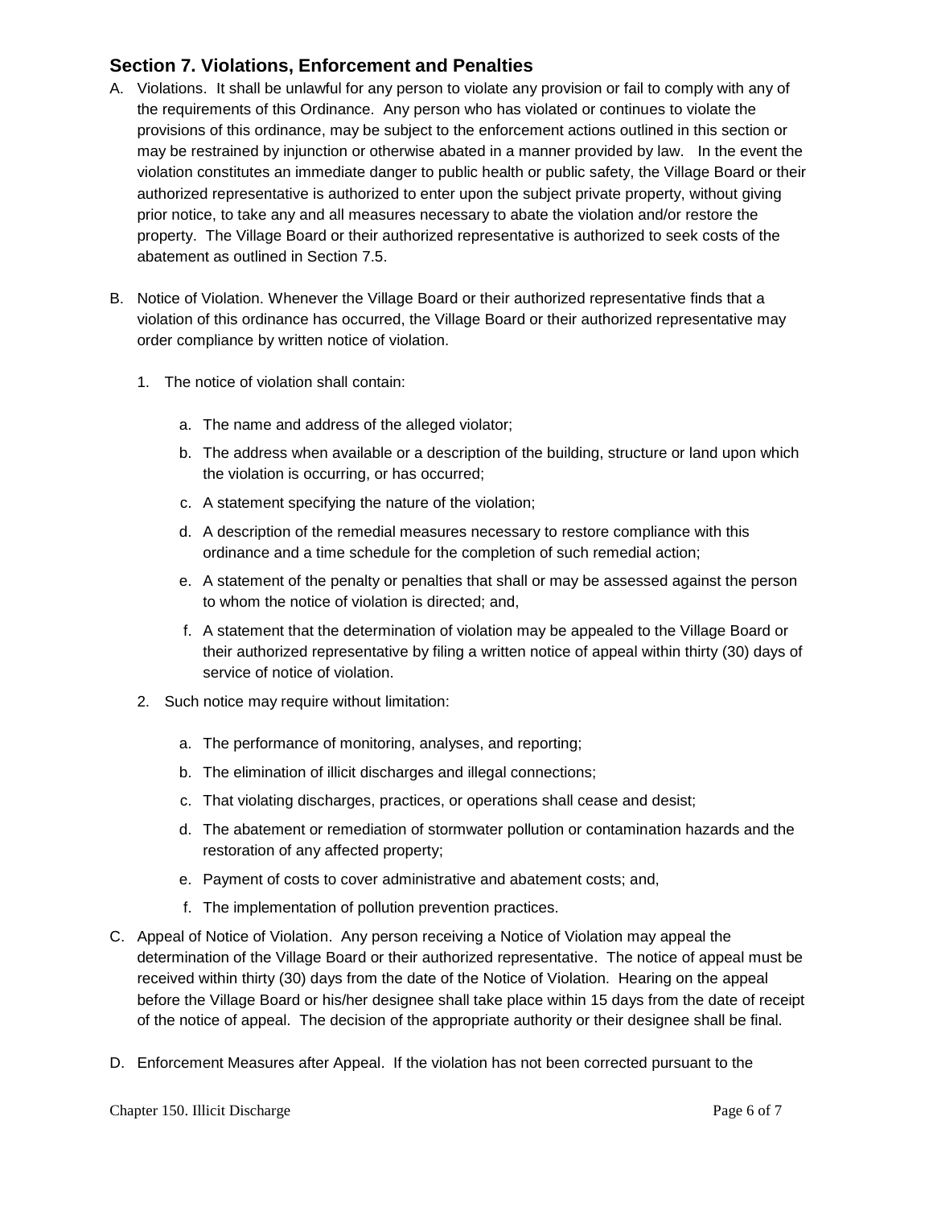## Section 7. Violations, Enforcement and Penalties

A. Violations. It shall be unlawful for any person to violate any provision or fail to comply with any of the requirements of this Ordinance. Any person who has violated or continues to violate the provisions of this ordinance, may be subject to the enforcement actions outlined in this section or may be restrained by injunction or otherwise abated in a manner provided by law. In the event the violation constitutes an immediate danger to public health or public safety, the Village Board or their authorized representative is authorized to enter upon the subject private property, without giving prior notice, to take any and all measures necessary to abate the violation and/or restore the property. The Village Board or their authorized representative is authorized to seek costs of the abatement as outlined in Section 7.5.

B. Notice of Violation. Whenever the Village Board or their authorized representative finds that a violation of this ordinance has occurred, the Village Board or their authorized representative may order compliance by written notice of violation.

   1. The notice of violation shall contain:

      a. The name and address of the alleged violator;

      b. The address when available or a description of the building, structure or land upon which the violation is occurring, or has occurred;

      c. A statement specifying the nature of the violation;

      d. A description of the remedial measures necessary to restore compliance with this ordinance and a time schedule for the completion of such remedial action;

      e. A statement of the penalty or penalties that shall or may be assessed against the person to whom the notice of violation is directed; and,

      f. A statement that the determination of violation may be appealed to the Village Board or their authorized representative by filing a written notice of appeal within thirty (30) days of service of notice of violation.

   2. Such notice may require without limitation:

      a. The performance of monitoring, analyses, and reporting;

      b. The elimination of illicit discharges and illegal connections;

      c. That violating discharges, practices, or operations shall cease and desist;

      d. The abatement or remediation of stormwater pollution or contamination hazards and the restoration of any affected property;

      e. Payment of costs to cover administrative and abatement costs; and,

      f. The implementation of pollution prevention practices.

C. Appeal of Notice of Violation. Any person receiving a Notice of Violation may appeal the determination of the Village Board or their authorized representative. The notice of appeal must be received within thirty (30) days from the date of the Notice of Violation. Hearing on the appeal before the Village Board or his/her designee shall take place within 15 days from the date of receipt of the notice of appeal. The decision of the appropriate authority or their designee shall be final.

D. Enforcement Measures after Appeal. If the violation has not been corrected pursuant to the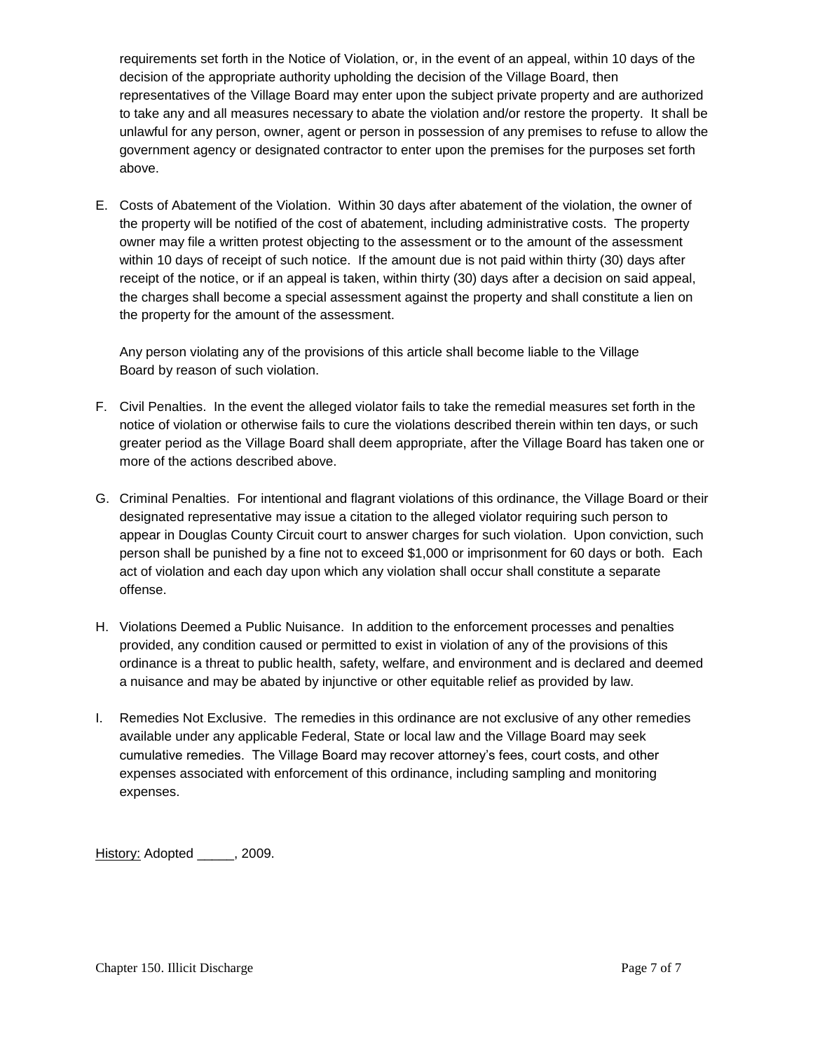requirements set forth in the Notice of Violation, or, in the event of an appeal, within 10 days of the decision of the appropriate authority upholding the decision of the Village Board, then representatives of the Village Board may enter upon the subject private property and are authorized to take any and all measures necessary to abate the violation and/or restore the property. It shall be unlawful for any person, owner, agent or person in possession of any premises to refuse to allow the government agency or designated contractor to enter upon the premises for the purposes set forth above.

E. Costs of Abatement of the Violation. Within 30 days after abatement of the violation, the owner of the property will be notified of the cost of abatement, including administrative costs. The property owner may file a written protest objecting to the assessment or to the amount of the assessment within 10 days of receipt of such notice. If the amount due is not paid within thirty (30) days after receipt of the notice, or if an appeal is taken, within thirty (30) days after a decision on said appeal, the charges shall become a special assessment against the property and shall constitute a lien on the property for the amount of the assessment.

   Any person violating any of the provisions of this article shall become liable to the Village Board by reason of such violation.

F. Civil Penalties. In the event the alleged violator fails to take the remedial measures set forth in the notice of violation or otherwise fails to cure the violations described therein within ten days, or such greater period as the Village Board shall deem appropriate, after the Village Board has taken one or more of the actions described above.

G. Criminal Penalties. For intentional and flagrant violations of this ordinance, the Village Board or their designated representative may issue a citation to the alleged violator requiring such person to appear in Douglas County Circuit court to answer charges for such violation. Upon conviction, such person shall be punished by a fine not to exceed $1,000 or imprisonment for 60 days or both. Each act of violation and each day upon which any violation shall occur shall constitute a separate offense.

H. Violations Deemed a Public Nuisance. In addition to the enforcement processes and penalties provided, any condition caused or permitted to exist in violation of any of the provisions of this ordinance is a threat to public health, safety, welfare, and environment and is declared and deemed a nuisance and may be abated by injunctive or other equitable relief as provided by law.

I. Remedies Not Exclusive. The remedies in this ordinance are not exclusive of any other remedies available under any applicable Federal, State or local law and the Village Board may seek cumulative remedies. The Village Board may recover attorney's fees, court costs, and other expenses associated with enforcement of this ordinance, including sampling and monitoring expenses.

History: Adopted _____, 2009.